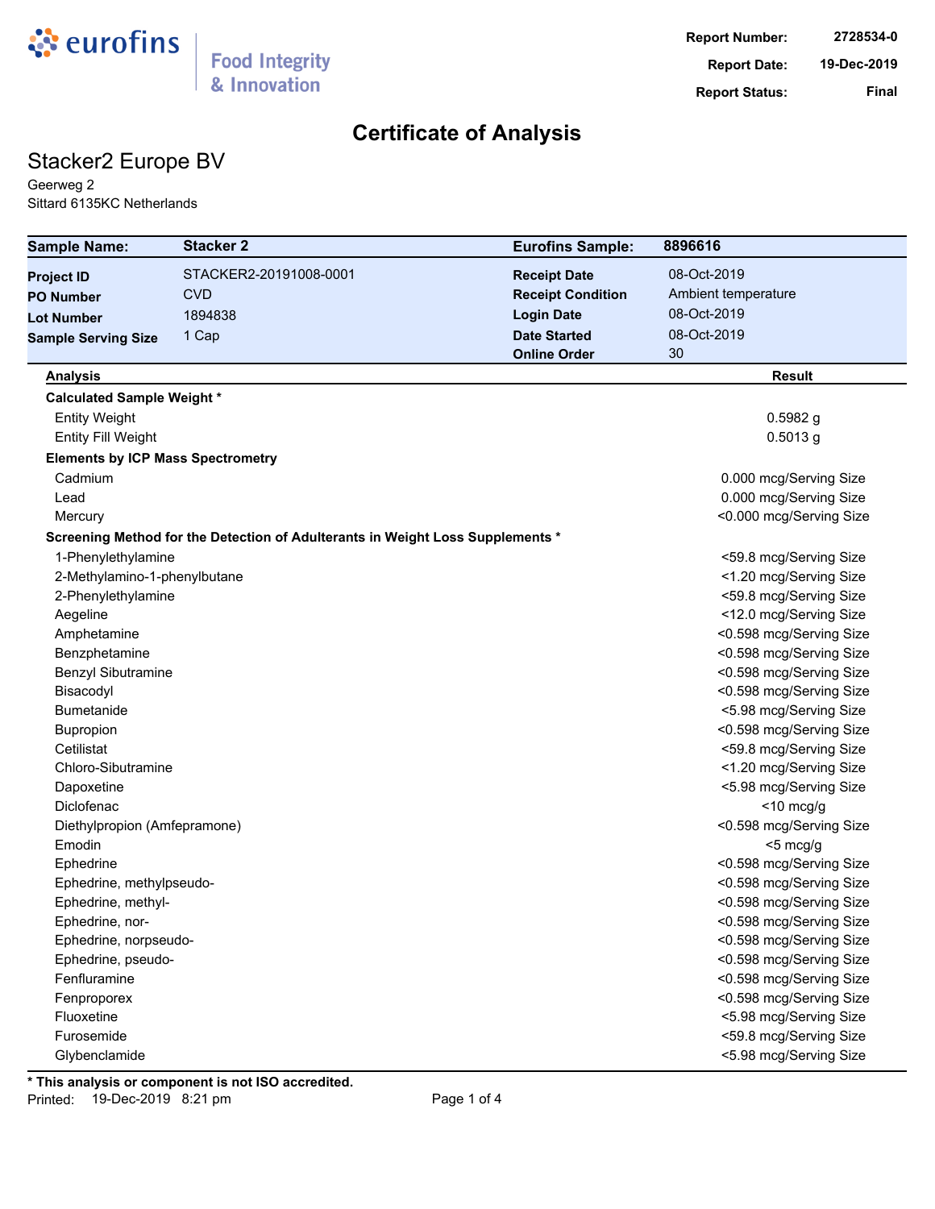eurofins | Food Integrity & Innovation

| | |
|---|---|
| **Report Number:** | **2728534-0** |
| **Report Date:** | **19-Dec-2019** |
| **Report Status:** | **Final** |

# Certificate of Analysis

## Stacker2 Europe BV

Geerweg 2
Sittard 6135KC Netherlands

| **Sample Name:** | **Stacker 2** | **Eurofins Sample:** | **8896616** |
|---|---|---|---|
| **Project ID** | STACKER2-20191008-0001 | **Receipt Date** | 08-Oct-2019 |
| **PO Number** | CVD | **Receipt Condition** | Ambient temperature |
| **Lot Number** | 1894838 | **Login Date** | 08-Oct-2019 |
| **Sample Serving Size** | 1 Cap | **Date Started** | 08-Oct-2019 |
| | | **Online Order** | 30 |

| Analysis | Result |
|---|---|
| **Calculated Sample Weight *** | |
| Entity Weight | 0.5982 g |
| Entity Fill Weight | 0.5013 g |
| **Elements by ICP Mass Spectrometry** | |
| Cadmium | 0.000 mcg/Serving Size |
| Lead | 0.000 mcg/Serving Size |
| Mercury | <0.000 mcg/Serving Size |
| **Screening Method for the Detection of Adulterants in Weight Loss Supplements *** | |
| 1-Phenylethylamine | <59.8 mcg/Serving Size |
| 2-Methylamino-1-phenylbutane | <1.20 mcg/Serving Size |
| 2-Phenylethylamine | <59.8 mcg/Serving Size |
| Aegeline | <12.0 mcg/Serving Size |
| Amphetamine | <0.598 mcg/Serving Size |
| Benzphetamine | <0.598 mcg/Serving Size |
| Benzyl Sibutramine | <0.598 mcg/Serving Size |
| Bisacodyl | <0.598 mcg/Serving Size |
| Bumetanide | <5.98 mcg/Serving Size |
| Bupropion | <0.598 mcg/Serving Size |
| Cetilistat | <59.8 mcg/Serving Size |
| Chloro-Sibutramine | <1.20 mcg/Serving Size |
| Dapoxetine | <5.98 mcg/Serving Size |
| Diclofenac | <10 mcg/g |
| Diethylpropion (Amfepramone) | <0.598 mcg/Serving Size |
| Emodin | <5 mcg/g |
| Ephedrine | <0.598 mcg/Serving Size |
| Ephedrine, methylpseudo- | <0.598 mcg/Serving Size |
| Ephedrine, methyl- | <0.598 mcg/Serving Size |
| Ephedrine, nor- | <0.598 mcg/Serving Size |
| Ephedrine, norpseudo- | <0.598 mcg/Serving Size |
| Ephedrine, pseudo- | <0.598 mcg/Serving Size |
| Fenfluramine | <0.598 mcg/Serving Size |
| Fenproporex | <0.598 mcg/Serving Size |
| Fluoxetine | <5.98 mcg/Serving Size |
| Furosemide | <59.8 mcg/Serving Size |
| Glybenclamide | <5.98 mcg/Serving Size |

**\* This analysis or component is not ISO accredited.**

Printed: 19-Dec-2019 8:21 pm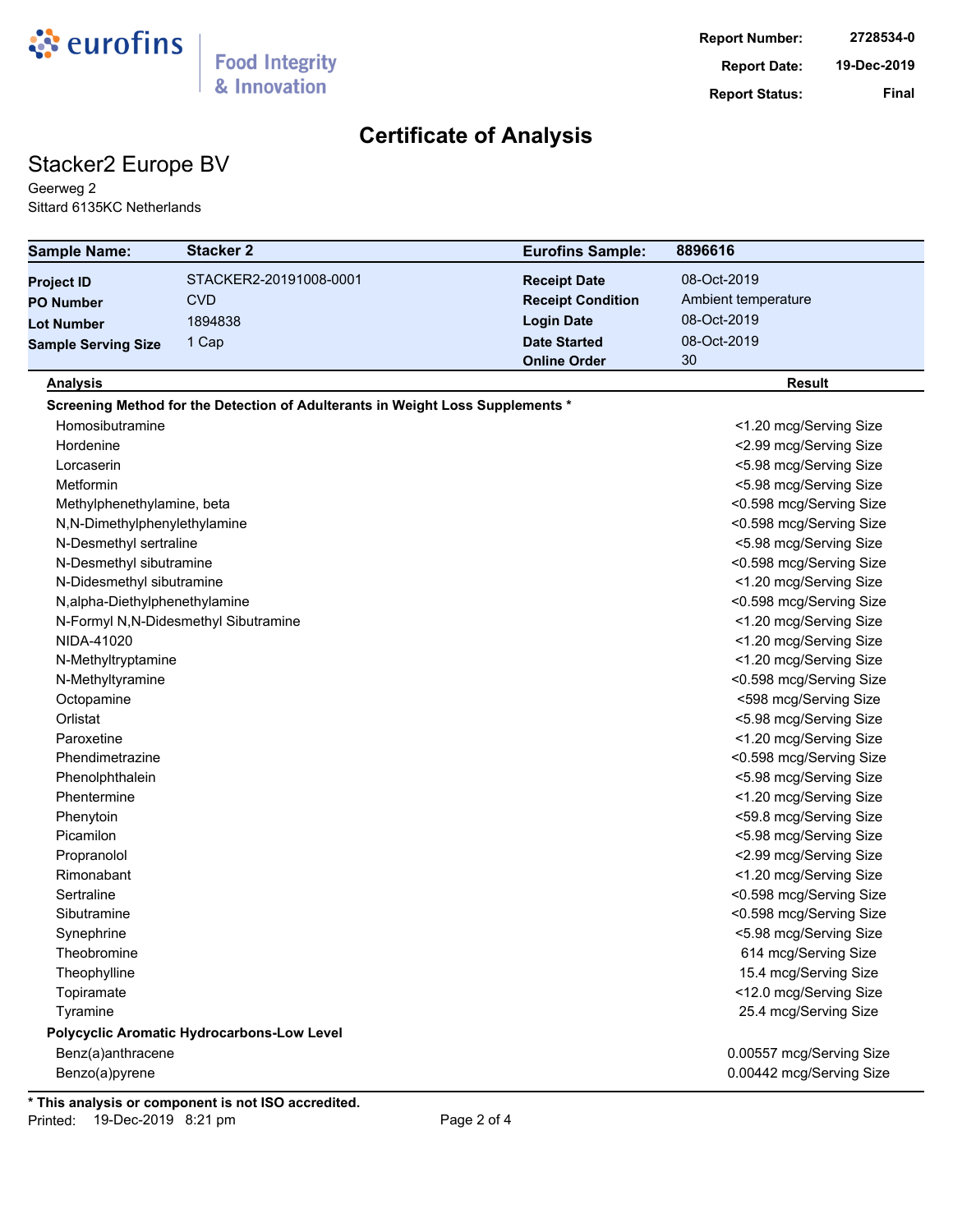eurofins | Food Integrity & Innovation

| | |
|---|---|
| **Report Number:** | 2728534-0 |
| **Report Date:** | 19-Dec-2019 |
| **Report Status:** | Final |

# Certificate of Analysis

## Stacker2 Europe BV

Geerweg 2
Sittard 6135KC Netherlands

| | | | |
|---|---|---|---|
| **Sample Name:** | **Stacker 2** | **Eurofins Sample:** | **8896616** |
| **Project ID** | STACKER2-20191008-0001 | **Receipt Date** | 08-Oct-2019 |
| **PO Number** | CVD | **Receipt Condition** | Ambient temperature |
| **Lot Number** | 1894838 | **Login Date** | 08-Oct-2019 |
| **Sample Serving Size** | 1 Cap | **Date Started** | 08-Oct-2019 |
| | | **Online Order** | 30 |

| Analysis | Result |
|---|---|
| **Screening Method for the Detection of Adulterants in Weight Loss Supplements *** | |
| Homosibutramine | <1.20 mcg/Serving Size |
| Hordenine | <2.99 mcg/Serving Size |
| Lorcaserin | <5.98 mcg/Serving Size |
| Metformin | <5.98 mcg/Serving Size |
| Methylphenethylamine, beta | <0.598 mcg/Serving Size |
| N,N-Dimethylphenylethylamine | <0.598 mcg/Serving Size |
| N-Desmethyl sertraline | <5.98 mcg/Serving Size |
| N-Desmethyl sibutramine | <0.598 mcg/Serving Size |
| N-Didesmethyl sibutramine | <1.20 mcg/Serving Size |
| N,alpha-Diethylphenethylamine | <0.598 mcg/Serving Size |
| N-Formyl N,N-Didesmethyl Sibutramine | <1.20 mcg/Serving Size |
| NIDA-41020 | <1.20 mcg/Serving Size |
| N-Methyltryptamine | <1.20 mcg/Serving Size |
| N-Methyltyramine | <0.598 mcg/Serving Size |
| Octopamine | <598 mcg/Serving Size |
| Orlistat | <5.98 mcg/Serving Size |
| Paroxetine | <1.20 mcg/Serving Size |
| Phendimetrazine | <0.598 mcg/Serving Size |
| Phenolphthalein | <5.98 mcg/Serving Size |
| Phentermine | <1.20 mcg/Serving Size |
| Phenytoin | <59.8 mcg/Serving Size |
| Picamilon | <5.98 mcg/Serving Size |
| Propranolol | <2.99 mcg/Serving Size |
| Rimonabant | <1.20 mcg/Serving Size |
| Sertraline | <0.598 mcg/Serving Size |
| Sibutramine | <0.598 mcg/Serving Size |
| Synephrine | <5.98 mcg/Serving Size |
| Theobromine | 614 mcg/Serving Size |
| Theophylline | 15.4 mcg/Serving Size |
| Topiramate | <12.0 mcg/Serving Size |
| Tyramine | 25.4 mcg/Serving Size |
| **Polycyclic Aromatic Hydrocarbons-Low Level** | |
| Benz(a)anthracene | 0.00557 mcg/Serving Size |
| Benzo(a)pyrene | 0.00442 mcg/Serving Size |

**\* This analysis or component is not ISO accredited.**

Printed: 19-Dec-2019 8:21 pm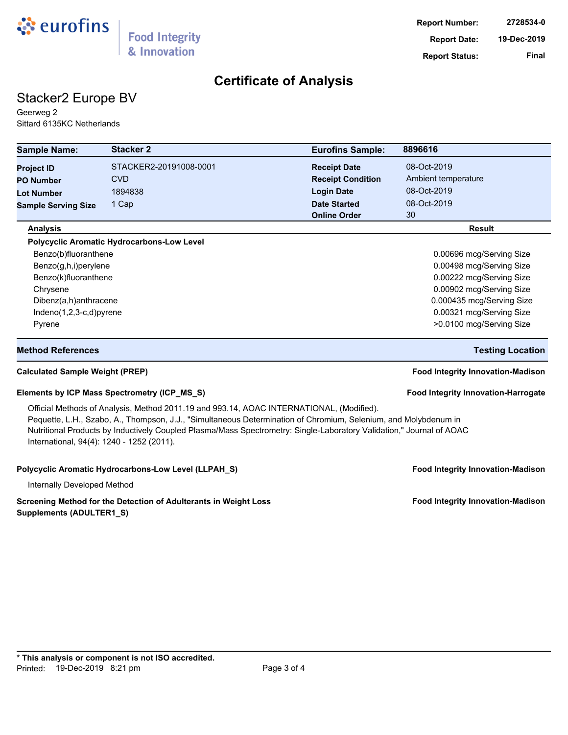Report Number: 2728534-0
Report Date: 19-Dec-2019
Report Status: Final

# Certificate of Analysis

## Stacker2 Europe BV

Geerweg 2
Sittard 6135KC Netherlands

| Sample Name: | Stacker 2 | Eurofins Sample: | 8896616 |
|---|---|---|---|
| Project ID | STACKER2-20191008-0001 | Receipt Date | 08-Oct-2019 |
| PO Number | CVD | Receipt Condition | Ambient temperature |
| Lot Number | 1894838 | Login Date | 08-Oct-2019 |
| Sample Serving Size | 1 Cap | Date Started | 08-Oct-2019 |
| | | Online Order | 30 |

| Analysis | Result |
|---|---|
| **Polycyclic Aromatic Hydrocarbons-Low Level** | |
| Benzo(b)fluoranthene | 0.00696 mcg/Serving Size |
| Benzo(g,h,i)perylene | 0.00498 mcg/Serving Size |
| Benzo(k)fluoranthene | 0.00222 mcg/Serving Size |
| Chrysene | 0.00902 mcg/Serving Size |
| Dibenz(a,h)anthracene | 0.000435 mcg/Serving Size |
| Indeno(1,2,3-c,d)pyrene | 0.00321 mcg/Serving Size |
| Pyrene | >0.0100 mcg/Serving Size |

| Method References | Testing Location |
|---|---|
| **Calculated Sample Weight (PREP)** | **Food Integrity Innovation-Madison** |
| **Elements by ICP Mass Spectrometry (ICP_MS_S)** | **Food Integrity Innovation-Harrogate** |

Official Methods of Analysis, Method 2011.19 and 993.14, AOAC INTERNATIONAL, (Modified).
Pequette, L.H., Szabo, A., Thompson, J.J., "Simultaneous Determination of Chromium, Selenium, and Molybdenum in Nutritional Products by Inductively Coupled Plasma/Mass Spectrometry: Single-Laboratory Validation," Journal of AOAC International, 94(4): 1240 - 1252 (2011).

**Polycyclic Aromatic Hydrocarbons-Low Level (LLPAH_S)** — **Food Integrity Innovation-Madison**

Internally Developed Method

**Screening Method for the Detection of Adulterants in Weight Loss Supplements (ADULTER1_S)** — **Food Integrity Innovation-Madison**

**\* This analysis or component is not ISO accredited.**

Printed: 19-Dec-2019 8:21 pm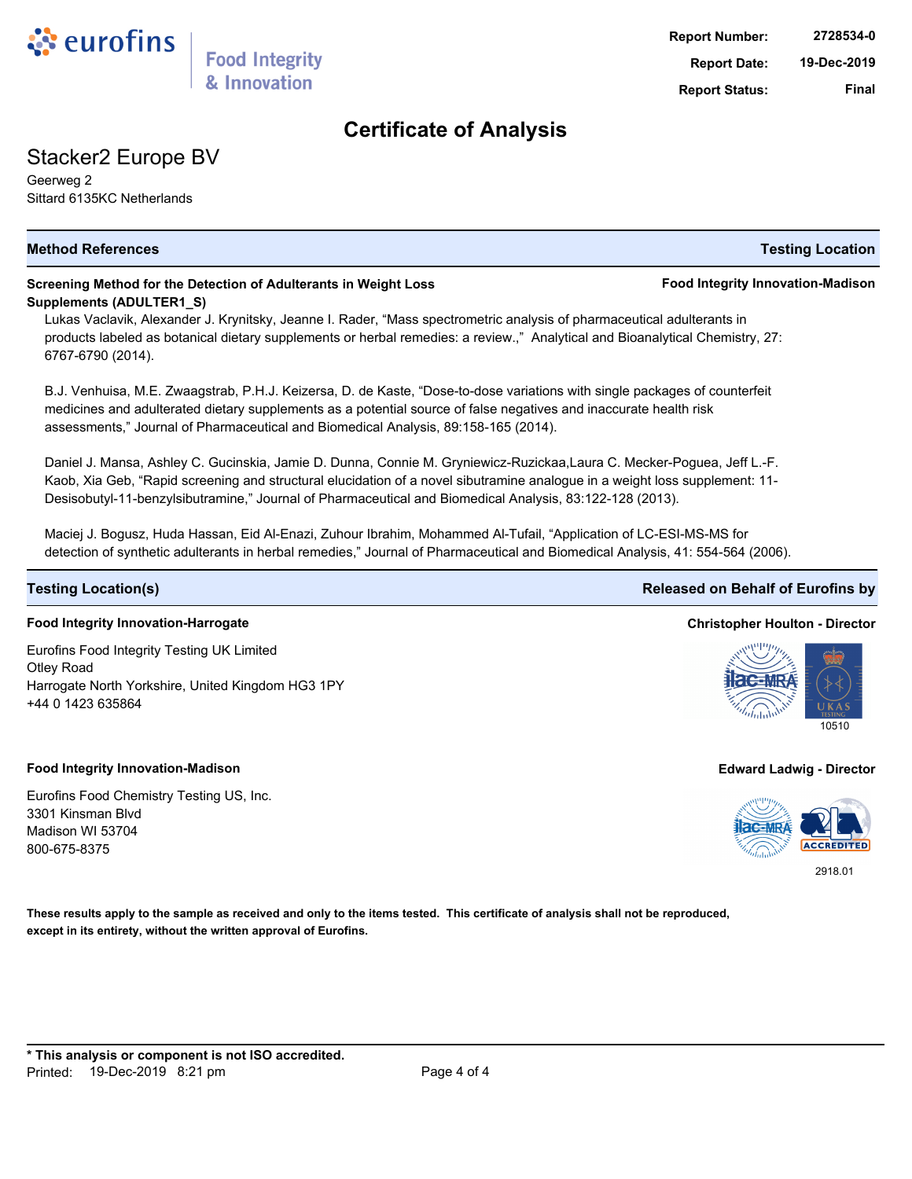**Report Number:** 2728534-0
**Report Date:** 19-Dec-2019
**Report Status:** Final

# Certificate of Analysis

## Stacker2 Europe BV

Geerweg 2
Sittard 6135KC Netherlands

| Method References | Testing Location |
|---|---|
| **Screening Method for the Detection of Adulterants in Weight Loss Supplements (ADULTER1_S)** | **Food Integrity Innovation-Madison** |

Lukas Vaclavik, Alexander J. Krynitsky, Jeanne I. Rader, “Mass spectrometric analysis of pharmaceutical adulterants in products labeled as botanical dietary supplements or herbal remedies: a review.,” Analytical and Bioanalytical Chemistry, 27: 6767-6790 (2014).

B.J. Venhuisa, M.E. Zwaagstrab, P.H.J. Keizersa, D. de Kaste, “Dose-to-dose variations with single packages of counterfeit medicines and adulterated dietary supplements as a potential source of false negatives and inaccurate health risk assessments,” Journal of Pharmaceutical and Biomedical Analysis, 89:158-165 (2014).

Daniel J. Mansa, Ashley C. Gucinskia, Jamie D. Dunna, Connie M. Gryniewicz-Ruzickaa,Laura C. Mecker-Poguea, Jeff L.-F. Kaob, Xia Geb, “Rapid screening and structural elucidation of a novel sibutramine analogue in a weight loss supplement: 11-Desisobutyl-11-benzylsibutramine,” Journal of Pharmaceutical and Biomedical Analysis, 83:122-128 (2013).

Maciej J. Bogusz, Huda Hassan, Eid Al-Enazi, Zuhour Ibrahim, Mohammed Al-Tufail, “Application of LC-ESI-MS-MS for detection of synthetic adulterants in herbal remedies,” Journal of Pharmaceutical and Biomedical Analysis, 41: 554-564 (2006).

| Testing Location(s) | Released on Behalf of Eurofins by |
|---|---|
| **Food Integrity Innovation-Harrogate** | **Christopher Houlton - Director** |

Eurofins Food Integrity Testing UK Limited
Otley Road
Harrogate North Yorkshire, United Kingdom HG3 1PY
+44 0 1423 635864

10510

**Food Integrity Innovation-Madison** — **Edward Ladwig - Director**

Eurofins Food Chemistry Testing US, Inc.
3301 Kinsman Blvd
Madison WI 53704
800-675-8375

2918.01

**These results apply to the sample as received and only to the items tested. This certificate of analysis shall not be reproduced, except in its entirety, without the written approval of Eurofins.**

**\* This analysis or component is not ISO accredited.**
Printed: 19-Dec-2019 8:21 pm